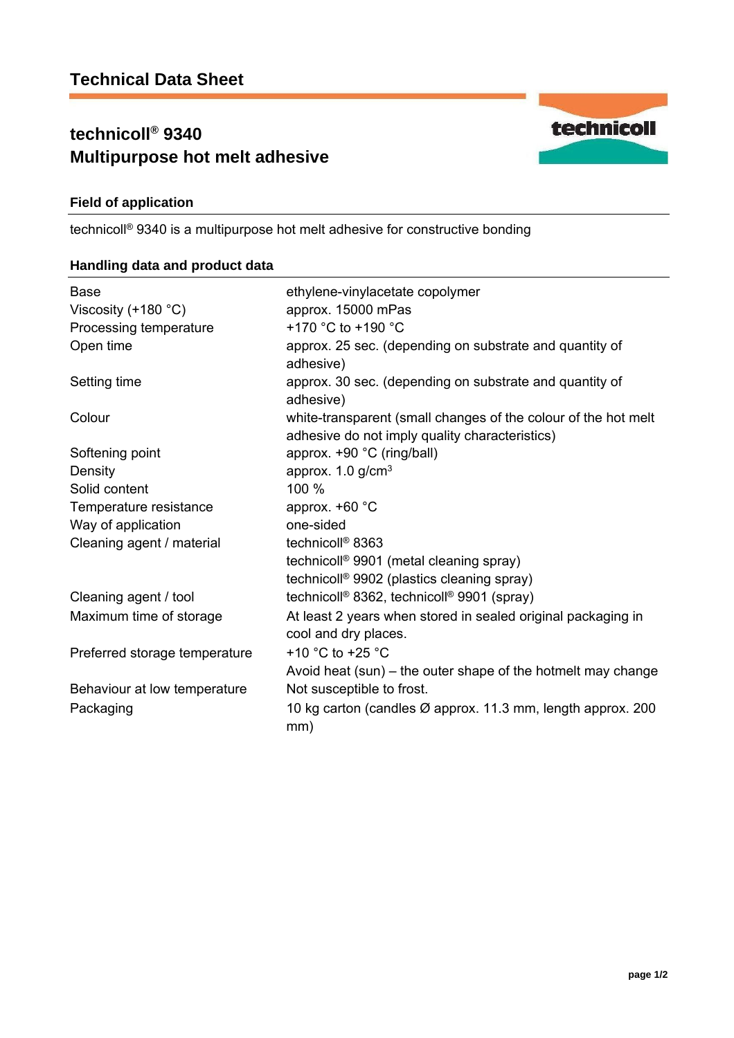# Technical Data Sheet

## technicoll® 9340
## Multipurpose hot melt adhesive

### Field of application

technicoll® 9340 is a multipurpose hot melt adhesive for constructive bonding

### Handling data and product data

| | |
|---|---|
| Base | ethylene-vinylacetate copolymer |
| Viscosity (+180 °C) | approx. 15000 mPas |
| Processing temperature | +170 °C to +190 °C |
| Open time | approx. 25 sec. (depending on substrate and quantity of adhesive) |
| Setting time | approx. 30 sec. (depending on substrate and quantity of adhesive) |
| Colour | white-transparent (small changes of the colour of the hot melt adhesive do not imply quality characteristics) |
| Softening point | approx. +90 °C (ring/ball) |
| Density | approx. 1.0 g/cm$^3$ |
| Solid content | 100 % |
| Temperature resistance | approx. +60 °C |
| Way of application | one-sided |
| Cleaning agent / material | technicoll® 8363<br>technicoll® 9901 (metal cleaning spray)<br>technicoll® 9902 (plastics cleaning spray) |
| Cleaning agent / tool | technicoll® 8362, technicoll® 9901 (spray) |
| Maximum time of storage | At least 2 years when stored in sealed original packaging in cool and dry places. |
| Preferred storage temperature | +10 °C to +25 °C<br>Avoid heat (sun) – the outer shape of the hotmelt may change |
| Behaviour at low temperature | Not susceptible to frost. |
| Packaging | 10 kg carton (candles Ø approx. 11.3 mm, length approx. 200 mm) |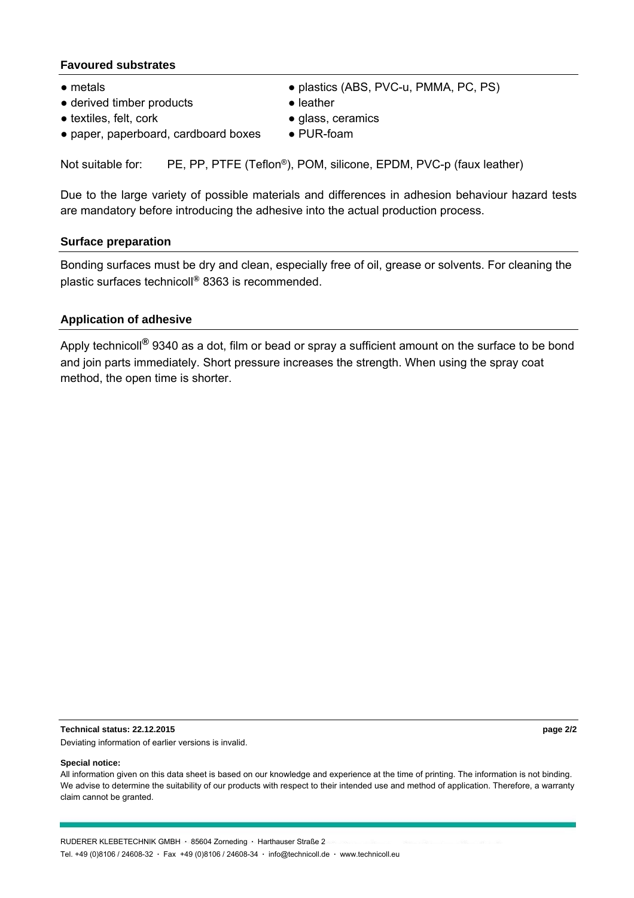## Favoured substrates

- metals
- derived timber products
- textiles, felt, cork
- paper, paperboard, cardboard boxes
- plastics (ABS, PVC-u, PMMA, PC, PS)
- leather
- glass, ceramics
- PUR-foam

Not suitable for: PE, PP, PTFE (Teflon®), POM, silicone, EPDM, PVC-p (faux leather)

Due to the large variety of possible materials and differences in adhesion behaviour hazard tests are mandatory before introducing the adhesive into the actual production process.

## Surface preparation

Bonding surfaces must be dry and clean, especially free of oil, grease or solvents. For cleaning the plastic surfaces technicoll® 8363 is recommended.

## Application of adhesive

Apply technicoll® 9340 as a dot, film or bead or spray a sufficient amount on the surface to be bond and join parts immediately. Short pressure increases the strength. When using the spray coat method, the open time is shorter.

**Technical status: 22.12.2015**

Deviating information of earlier versions is invalid.

**Special notice:**

All information given on this data sheet is based on our knowledge and experience at the time of printing. The information is not binding. We advise to determine the suitability of our products with respect to their intended use and method of application. Therefore, a warranty claim cannot be granted.

RUDERER KLEBETECHNIK GMBH · 85604 Zorneding · Harthauser Straße 2

Tel. +49 (0)8106 / 24608-32 · Fax +49 (0)8106 / 24608-34 · info@technicoll.de · www.technicoll.eu